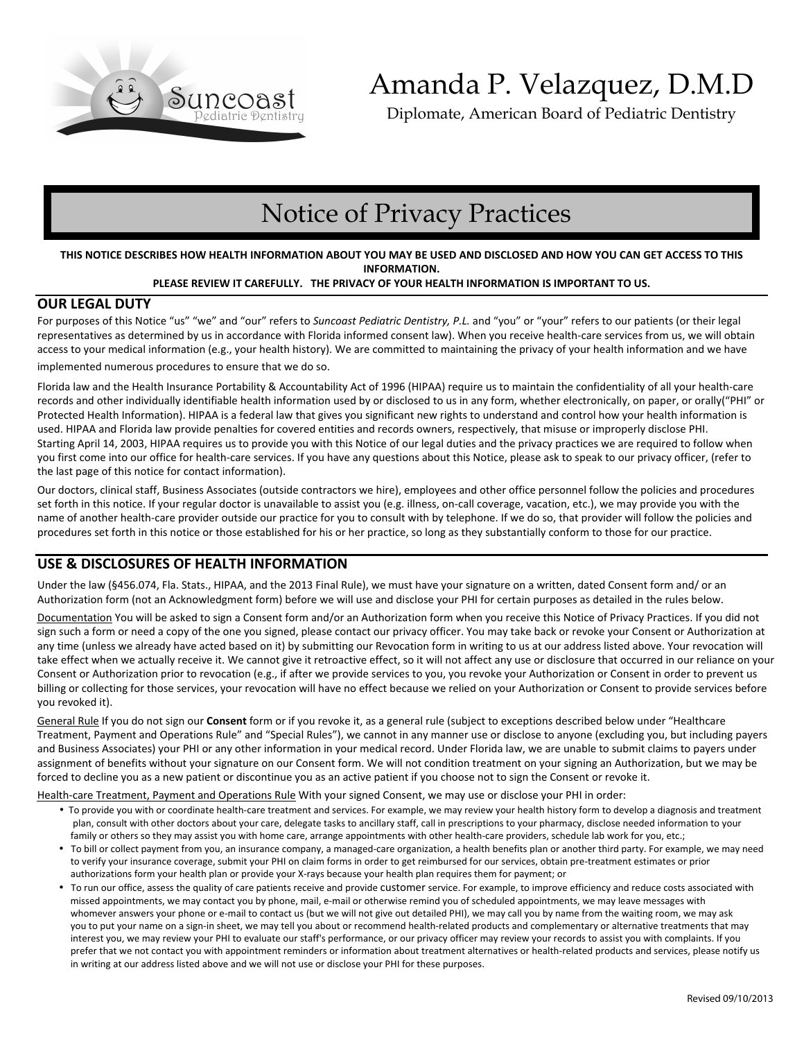# Amanda P. Velazquez, D.M.D

Diplomate, American Board of Pediatric Dentistry

## Notice of Privacy Practices

**THIS NOTICE DESCRIBES HOW HEALTH INFORMATION ABOUT YOU MAY BE USED AND DISCLOSED AND HOW YOU CAN GET ACCESS TO THIS INFORMATION.**

**PLEASE REVIEW IT CAREFULLY. THE PRIVACY OF YOUR HEALTH INFORMATION IS IMPORTANT TO US.**

### OUR LEGAL DUTY

For purposes of this Notice "us" "we" and "our" refers to *Suncoast Pediatric Dentistry, P.L.* and "you" or "your" refers to our patients (or their legal representatives as determined by us in accordance with Florida informed consent law). When you receive health-care services from us, we will obtain access to your medical information (e.g., your health history). We are committed to maintaining the privacy of your health information and we have implemented numerous procedures to ensure that we do so.

Florida law and the Health Insurance Portability & Accountability Act of 1996 (HIPAA) require us to maintain the confidentiality of all your health-care records and other individually identifiable health information used by or disclosed to us in any form, whether electronically, on paper, or orally("PHI" or Protected Health Information). HIPAA is a federal law that gives you significant new rights to understand and control how your health information is used. HIPAA and Florida law provide penalties for covered entities and records owners, respectively, that misuse or improperly disclose PHI. Starting April 14, 2003, HIPAA requires us to provide you with this Notice of our legal duties and the privacy practices we are required to follow when you first come into our office for health-care services. If you have any questions about this Notice, please ask to speak to our privacy officer, (refer to the last page of this notice for contact information).

Our doctors, clinical staff, Business Associates (outside contractors we hire), employees and other office personnel follow the policies and procedures set forth in this notice. If your regular doctor is unavailable to assist you (e.g. illness, on-call coverage, vacation, etc.), we may provide you with the name of another health-care provider outside our practice for you to consult with by telephone. If we do so, that provider will follow the policies and procedures set forth in this notice or those established for his or her practice, so long as they substantially conform to those for our practice.

### USE & DISCLOSURES OF HEALTH INFORMATION

Under the law (§456.074, Fla. Stats., HIPAA, and the 2013 Final Rule), we must have your signature on a written, dated Consent form and/ or an Authorization form (not an Acknowledgment form) before we will use and disclose your PHI for certain purposes as detailed in the rules below.

Documentation You will be asked to sign a Consent form and/or an Authorization form when you receive this Notice of Privacy Practices. If you did not sign such a form or need a copy of the one you signed, please contact our privacy officer. You may take back or revoke your Consent or Authorization at any time (unless we already have acted based on it) by submitting our Revocation form in writing to us at our address listed above. Your revocation will take effect when we actually receive it. We cannot give it retroactive effect, so it will not affect any use or disclosure that occurred in our reliance on your Consent or Authorization prior to revocation (e.g., if after we provide services to you, you revoke your Authorization or Consent in order to prevent us billing or collecting for those services, your revocation will have no effect because we relied on your Authorization or Consent to provide services before you revoked it).

General Rule If you do not sign our **Consent** form or if you revoke it, as a general rule (subject to exceptions described below under "Healthcare Treatment, Payment and Operations Rule" and "Special Rules"), we cannot in any manner use or disclose to anyone (excluding you, but including payers and Business Associates) your PHI or any other information in your medical record. Under Florida law, we are unable to submit claims to payers under assignment of benefits without your signature on our Consent form. We will not condition treatment on your signing an Authorization, but we may be forced to decline you as a new patient or discontinue you as an active patient if you choose not to sign the Consent or revoke it.

Health-care Treatment, Payment and Operations Rule With your signed Consent, we may use or disclose your PHI in order:

- To provide you with or coordinate health-care treatment and services. For example, we may review your health history form to develop a diagnosis and treatment plan, consult with other doctors about your care, delegate tasks to ancillary staff, call in prescriptions to your pharmacy, disclose needed information to your family or others so they may assist you with home care, arrange appointments with other health-care providers, schedule lab work for you, etc.;
- To bill or collect payment from you, an insurance company, a managed-care organization, a health benefits plan or another third party. For example, we may need to verify your insurance coverage, submit your PHI on claim forms in order to get reimbursed for our services, obtain pre-treatment estimates or prior authorizations form your health plan or provide your X-rays because your health plan requires them for payment; or
- To run our office, assess the quality of care patients receive and provide customer service. For example, to improve efficiency and reduce costs associated with missed appointments, we may contact you by phone, mail, e-mail or otherwise remind you of scheduled appointments, we may leave messages with whomever answers your phone or e-mail to contact us (but we will not give out detailed PHI), we may call you by name from the waiting room, we may ask you to put your name on a sign-in sheet, we may tell you about or recommend health-related products and complementary or alternative treatments that may interest you, we may review your PHI to evaluate our staff's performance, or our privacy officer may review your records to assist you with complaints. If you prefer that we not contact you with appointment reminders or information about treatment alternatives or health-related products and services, please notify us in writing at our address listed above and we will not use or disclose your PHI for these purposes.

Revised 09/10/2013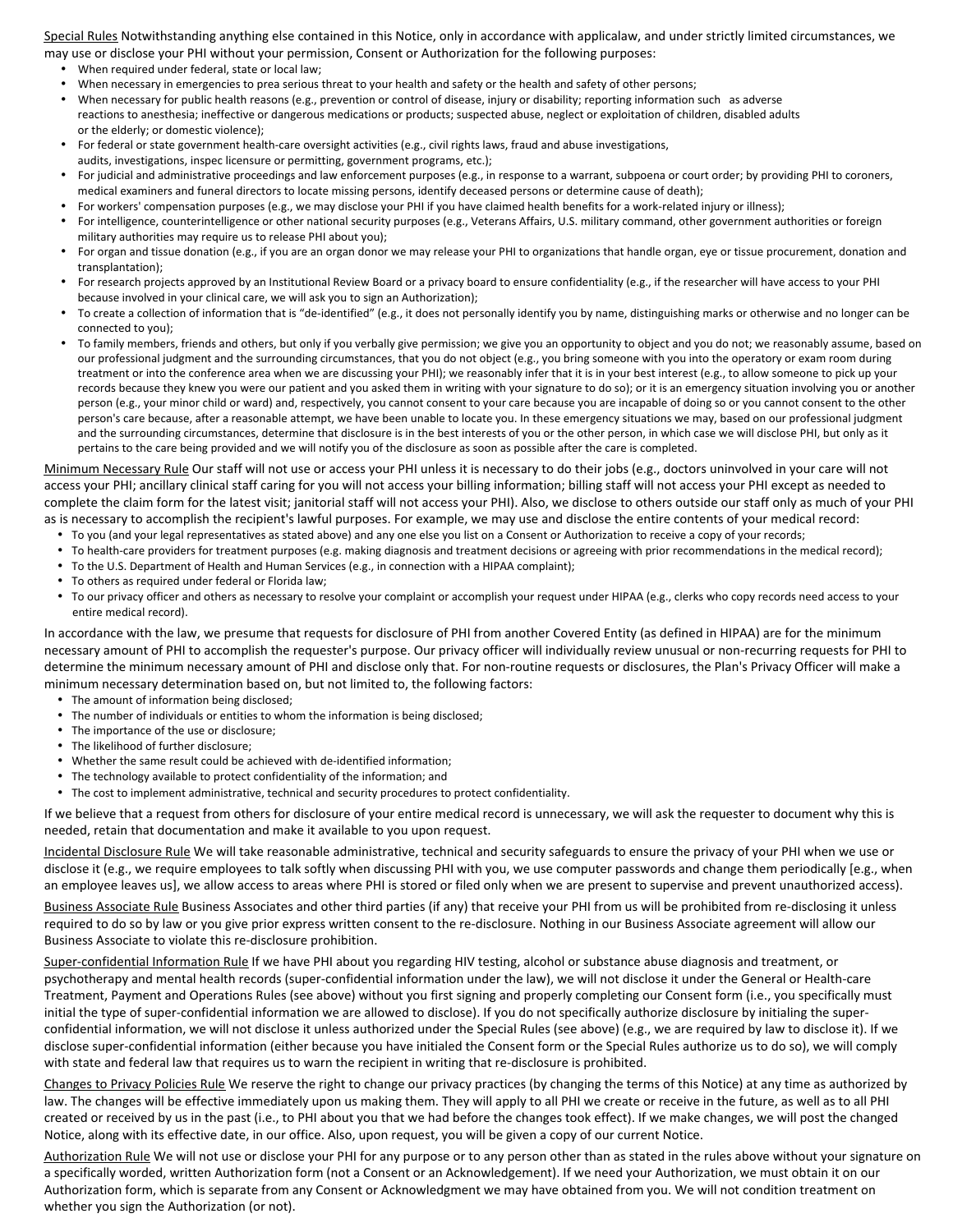Special Rules Notwithstanding anything else contained in this Notice, only in accordance with applicalaw, and under strictly limited circumstances, we may use or disclose your PHI without your permission, Consent or Authorization for the following purposes:

- When required under federal, state or local law;
- When necessary in emergencies to prea serious threat to your health and safety or the health and safety of other persons;
- When necessary for public health reasons (e.g., prevention or control of disease, injury or disability; reporting information such as adverse reactions to anesthesia; ineffective or dangerous medications or products; suspected abuse, neglect or exploitation of children, disabled adults or the elderly; or domestic violence);
- For federal or state government health-care oversight activities (e.g., civil rights laws, fraud and abuse investigations, audits, investigations, inspec licensure or permitting, government programs, etc.);
- For judicial and administrative proceedings and law enforcement purposes (e.g., in response to a warrant, subpoena or court order; by providing PHI to coroners, medical examiners and funeral directors to locate missing persons, identify deceased persons or determine cause of death);
- For workers' compensation purposes (e.g., we may disclose your PHI if you have claimed health benefits for a work-related injury or illness);
- For intelligence, counterintelligence or other national security purposes (e.g., Veterans Affairs, U.S. military command, other government authorities or foreign military authorities may require us to release PHI about you);
- For organ and tissue donation (e.g., if you are an organ donor we may release your PHI to organizations that handle organ, eye or tissue procurement, donation and transplantation);
- For research projects approved by an Institutional Review Board or a privacy board to ensure confidentiality (e.g., if the researcher will have access to your PHI because involved in your clinical care, we will ask you to sign an Authorization);
- To create a collection of information that is "de-identified" (e.g., it does not personally identify you by name, distinguishing marks or otherwise and no longer can be connected to you);
- To family members, friends and others, but only if you verbally give permission; we give you an opportunity to object and you do not; we reasonably assume, based on our professional judgment and the surrounding circumstances, that you do not object (e.g., you bring someone with you into the operatory or exam room during treatment or into the conference area when we are discussing your PHI); we reasonably infer that it is in your best interest (e.g., to allow someone to pick up your records because they knew you were our patient and you asked them in writing with your signature to do so); or it is an emergency situation involving you or another person (e.g., your minor child or ward) and, respectively, you cannot consent to your care because you are incapable of doing so or you cannot consent to the other person's care because, after a reasonable attempt, we have been unable to locate you. In these emergency situations we may, based on our professional judgment and the surrounding circumstances, determine that disclosure is in the best interests of you or the other person, in which case we will disclose PHI, but only as it pertains to the care being provided and we will notify you of the disclosure as soon as possible after the care is completed.

Minimum Necessary Rule Our staff will not use or access your PHI unless it is necessary to do their jobs (e.g., doctors uninvolved in your care will not access your PHI; ancillary clinical staff caring for you will not access your billing information; billing staff will not access your PHI except as needed to complete the claim form for the latest visit; janitorial staff will not access your PHI). Also, we disclose to others outside our staff only as much of your PHI as is necessary to accomplish the recipient's lawful purposes. For example, we may use and disclose the entire contents of your medical record:

- To you (and your legal representatives as stated above) and any one else you list on a Consent or Authorization to receive a copy of your records;
- To health-care providers for treatment purposes (e.g. making diagnosis and treatment decisions or agreeing with prior recommendations in the medical record);
- To the U.S. Department of Health and Human Services (e.g., in connection with a HIPAA complaint);
- To others as required under federal or Florida law;
- To our privacy officer and others as necessary to resolve your complaint or accomplish your request under HIPAA (e.g., clerks who copy records need access to your entire medical record).

In accordance with the law, we presume that requests for disclosure of PHI from another Covered Entity (as defined in HIPAA) are for the minimum necessary amount of PHI to accomplish the requester's purpose. Our privacy officer will individually review unusual or non-recurring requests for PHI to determine the minimum necessary amount of PHI and disclose only that. For non-routine requests or disclosures, the Plan's Privacy Officer will make a minimum necessary determination based on, but not limited to, the following factors:

- The amount of information being disclosed;
- The number of individuals or entities to whom the information is being disclosed;
- The importance of the use or disclosure;
- The likelihood of further disclosure;
- Whether the same result could be achieved with de-identified information;
- The technology available to protect confidentiality of the information; and
- The cost to implement administrative, technical and security procedures to protect confidentiality.

If we believe that a request from others for disclosure of your entire medical record is unnecessary, we will ask the requester to document why this is needed, retain that documentation and make it available to you upon request.

Incidental Disclosure Rule We will take reasonable administrative, technical and security safeguards to ensure the privacy of your PHI when we use or disclose it (e.g., we require employees to talk softly when discussing PHI with you, we use computer passwords and change them periodically [e.g., when an employee leaves us], we allow access to areas where PHI is stored or filed only when we are present to supervise and prevent unauthorized access).

Business Associate Rule Business Associates and other third parties (if any) that receive your PHI from us will be prohibited from re-disclosing it unless required to do so by law or you give prior express written consent to the re-disclosure. Nothing in our Business Associate agreement will allow our Business Associate to violate this re-disclosure prohibition.

Super-confidential Information Rule If we have PHI about you regarding HIV testing, alcohol or substance abuse diagnosis and treatment, or psychotherapy and mental health records (super-confidential information under the law), we will not disclose it under the General or Health-care Treatment, Payment and Operations Rules (see above) without you first signing and properly completing our Consent form (i.e., you specifically must initial the type of super-confidential information we are allowed to disclose). If you do not specifically authorize disclosure by initialing the super-confidential information, we will not disclose it unless authorized under the Special Rules (see above) (e.g., we are required by law to disclose it). If we disclose super-confidential information (either because you have initialed the Consent form or the Special Rules authorize us to do so), we will comply with state and federal law that requires us to warn the recipient in writing that re-disclosure is prohibited.

Changes to Privacy Policies Rule We reserve the right to change our privacy practices (by changing the terms of this Notice) at any time as authorized by law. The changes will be effective immediately upon us making them. They will apply to all PHI we create or receive in the future, as well as to all PHI created or received by us in the past (i.e., to PHI about you that we had before the changes took effect). If we make changes, we will post the changed Notice, along with its effective date, in our office. Also, upon request, you will be given a copy of our current Notice.

Authorization Rule We will not use or disclose your PHI for any purpose or to any person other than as stated in the rules above without your signature on a specifically worded, written Authorization form (not a Consent or an Acknowledgement). If we need your Authorization, we must obtain it on our Authorization form, which is separate from any Consent or Acknowledgment we may have obtained from you. We will not condition treatment on whether you sign the Authorization (or not).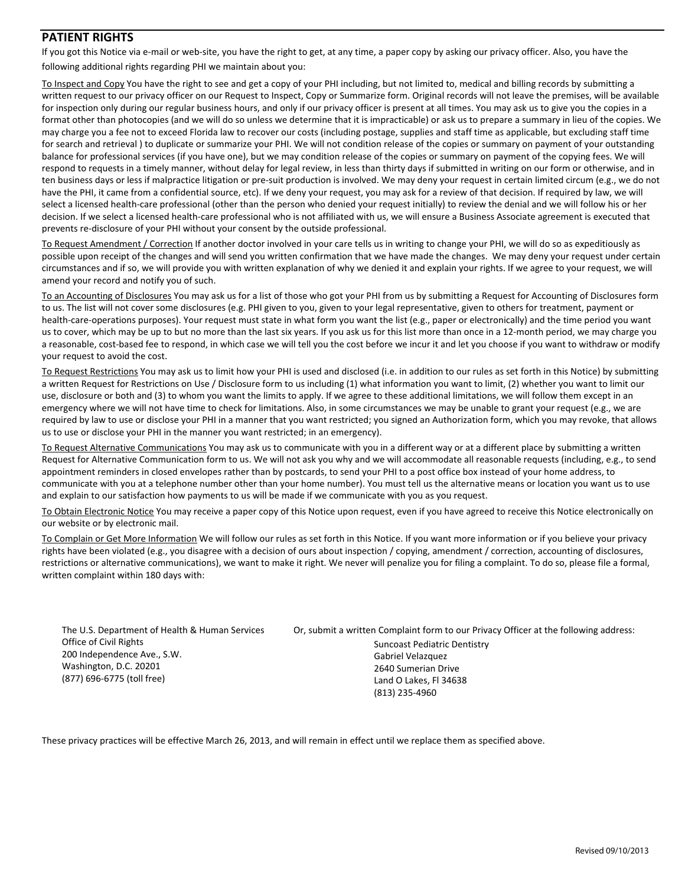## PATIENT RIGHTS

If you got this Notice via e-mail or web-site, you have the right to get, at any time, a paper copy by asking our privacy officer. Also, you have the following additional rights regarding PHI we maintain about you:

<u>To Inspect and Copy</u> You have the right to see and get a copy of your PHI including, but not limited to, medical and billing records by submitting a written request to our privacy officer on our Request to Inspect, Copy or Summarize form. Original records will not leave the premises, will be available for inspection only during our regular business hours, and only if our privacy officer is present at all times. You may ask us to give you the copies in a format other than photocopies (and we will do so unless we determine that it is impracticable) or ask us to prepare a summary in lieu of the copies. We may charge you a fee not to exceed Florida law to recover our costs (including postage, supplies and staff time as applicable, but excluding staff time for search and retrieval ) to duplicate or summarize your PHI. We will not condition release of the copies or summary on payment of your outstanding balance for professional services (if you have one), but we may condition release of the copies or summary on payment of the copying fees. We will respond to requests in a timely manner, without delay for legal review, in less than thirty days if submitted in writing on our form or otherwise, and in ten business days or less if malpractice litigation or pre-suit production is involved. We may deny your request in certain limited circum (e.g., we do not have the PHI, it came from a confidential source, etc). If we deny your request, you may ask for a review of that decision. If required by law, we will select a licensed health-care professional (other than the person who denied your request initially) to review the denial and we will follow his or her decision. If we select a licensed health-care professional who is not affiliated with us, we will ensure a Business Associate agreement is executed that prevents re-disclosure of your PHI without your consent by the outside professional.

<u>To Request Amendment / Correction</u> If another doctor involved in your care tells us in writing to change your PHI, we will do so as expeditiously as possible upon receipt of the changes and will send you written confirmation that we have made the changes. We may deny your request under certain circumstances and if so, we will provide you with written explanation of why we denied it and explain your rights. If we agree to your request, we will amend your record and notify you of such.

<u>To an Accounting of Disclosures</u> You may ask us for a list of those who got your PHI from us by submitting a Request for Accounting of Disclosures form to us. The list will not cover some disclosures (e.g. PHI given to you, given to your legal representative, given to others for treatment, payment or health-care-operations purposes). Your request must state in what form you want the list (e.g., paper or electronically) and the time period you want us to cover, which may be up to but no more than the last six years. If you ask us for this list more than once in a 12-month period, we may charge you a reasonable, cost-based fee to respond, in which case we will tell you the cost before we incur it and let you choose if you want to withdraw or modify your request to avoid the cost.

<u>To Request Restrictions</u> You may ask us to limit how your PHI is used and disclosed (i.e. in addition to our rules as set forth in this Notice) by submitting a written Request for Restrictions on Use / Disclosure form to us including (1) what information you want to limit, (2) whether you want to limit our use, disclosure or both and (3) to whom you want the limits to apply. If we agree to these additional limitations, we will follow them except in an emergency where we will not have time to check for limitations. Also, in some circumstances we may be unable to grant your request (e.g., we are required by law to use or disclose your PHI in a manner that you want restricted; you signed an Authorization form, which you may revoke, that allows us to use or disclose your PHI in the manner you want restricted; in an emergency).

<u>To Request Alternative Communications</u> You may ask us to communicate with you in a different way or at a different place by submitting a written Request for Alternative Communication form to us. We will not ask you why and we will accommodate all reasonable requests (including, e.g., to send appointment reminders in closed envelopes rather than by postcards, to send your PHI to a post office box instead of your home address, to communicate with you at a telephone number other than your home number). You must tell us the alternative means or location you want us to use and explain to our satisfaction how payments to us will be made if we communicate with you as you request.

<u>To Obtain Electronic Notice</u> You may receive a paper copy of this Notice upon request, even if you have agreed to receive this Notice electronically on our website or by electronic mail.

<u>To Complain or Get More Information</u> We will follow our rules as set forth in this Notice. If you want more information or if you believe your privacy rights have been violated (e.g., you disagree with a decision of ours about inspection / copying, amendment / correction, accounting of disclosures, restrictions or alternative communications), we want to make it right. We never will penalize you for filing a complaint. To do so, please file a formal, written complaint within 180 days with:

The U.S. Department of Health & Human Services
Office of Civil Rights
200 Independence Ave., S.W.
Washington, D.C. 20201
(877) 696-6775 (toll free)

Or, submit a written Complaint form to our Privacy Officer at the following address:

Suncoast Pediatric Dentistry
Gabriel Velazquez
2640 Sumerian Drive
Land O Lakes, Fl 34638
(813) 235-4960

These privacy practices will be effective March 26, 2013, and will remain in effect until we replace them as specified above.

Revised 09/10/2013